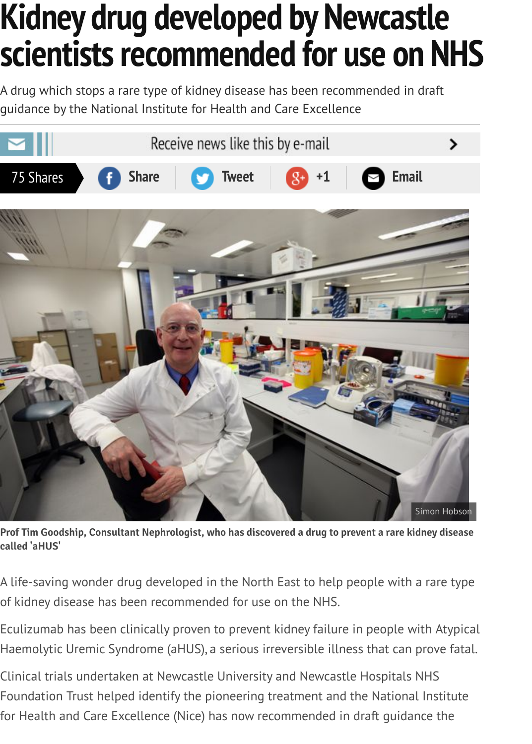# Kidney drug developed by Newcastle scientists recommended for use on NHS

A drug which stops a rare type of kidney disease has been recommended in draft guidance by the National Institute for Health and Care Excellence

Receive news like this by e-mail

75 Shares | Share | Tweet | +1 | Email

Simon Hobson

**Prof Tim Goodship, Consultant Nephrologist, who has discovered a drug to prevent a rare kidney disease called 'aHUS'**

A life-saving wonder drug developed in the North East to help people with a rare type of kidney disease has been recommended for use on the NHS.

Eculizumab has been clinically proven to prevent kidney failure in people with Atypical Haemolytic Uremic Syndrome (aHUS), a serious irreversible illness that can prove fatal.

Clinical trials undertaken at Newcastle University and Newcastle Hospitals NHS Foundation Trust helped identify the pioneering treatment and the National Institute for Health and Care Excellence (Nice) has now recommended in draft guidance the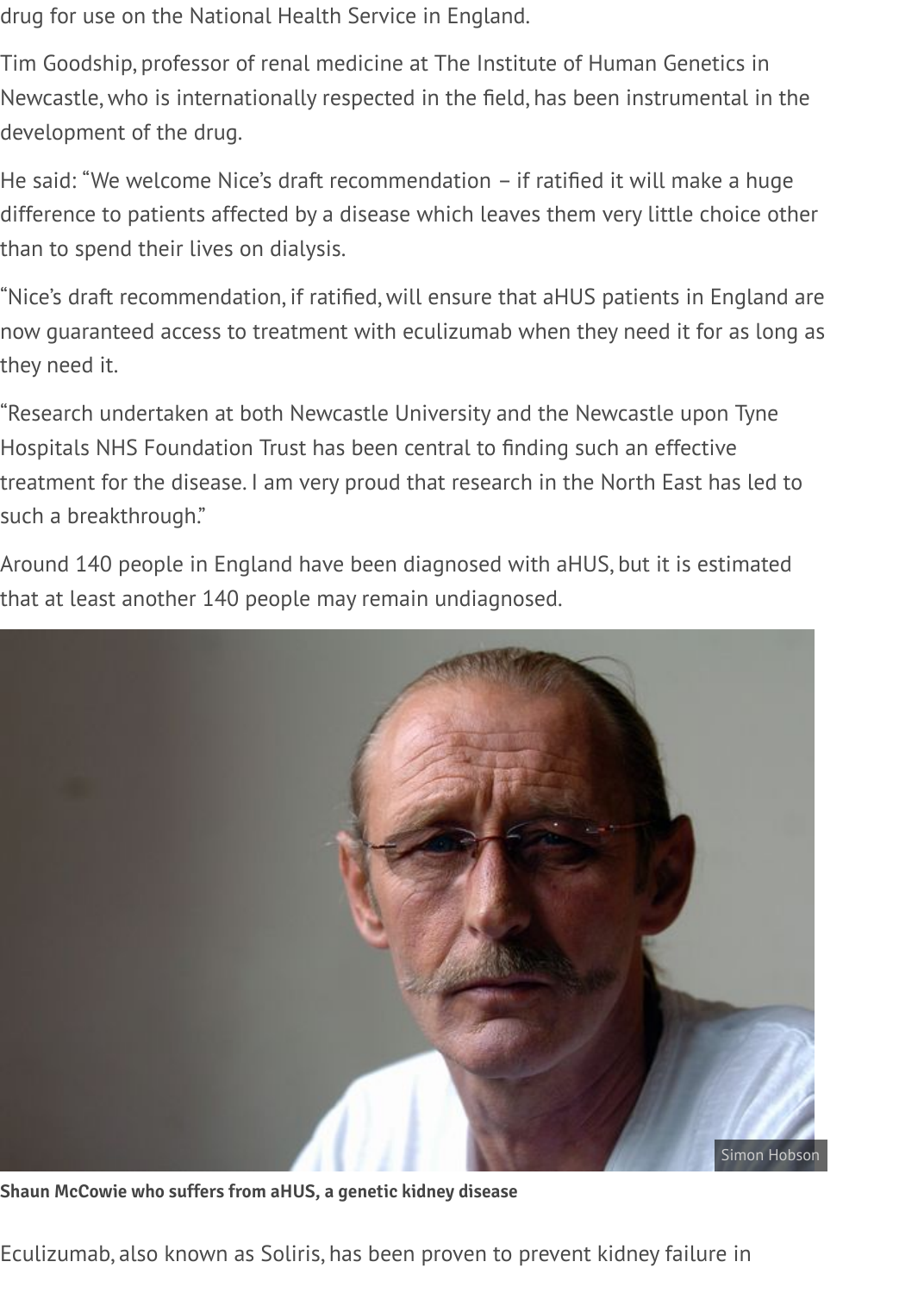drug for use on the National Health Service in England.

Tim Goodship, professor of renal medicine at The Institute of Human Genetics in Newcastle, who is internationally respected in the field, has been instrumental in the development of the drug.

He said: “We welcome Nice’s draft recommendation – if ratified it will make a huge difference to patients affected by a disease which leaves them very little choice other than to spend their lives on dialysis.

“Nice’s draft recommendation, if ratified, will ensure that aHUS patients in England are now guaranteed access to treatment with eculizumab when they need it for as long as they need it.

“Research undertaken at both Newcastle University and the Newcastle upon Tyne Hospitals NHS Foundation Trust has been central to finding such an effective treatment for the disease. I am very proud that research in the North East has led to such a breakthrough.”

Around 140 people in England have been diagnosed with aHUS, but it is estimated that at least another 140 people may remain undiagnosed.

Simon Hobson

**Shaun McCowie who suffers from aHUS, a genetic kidney disease**

Eculizumab, also known as Soliris, has been proven to prevent kidney failure in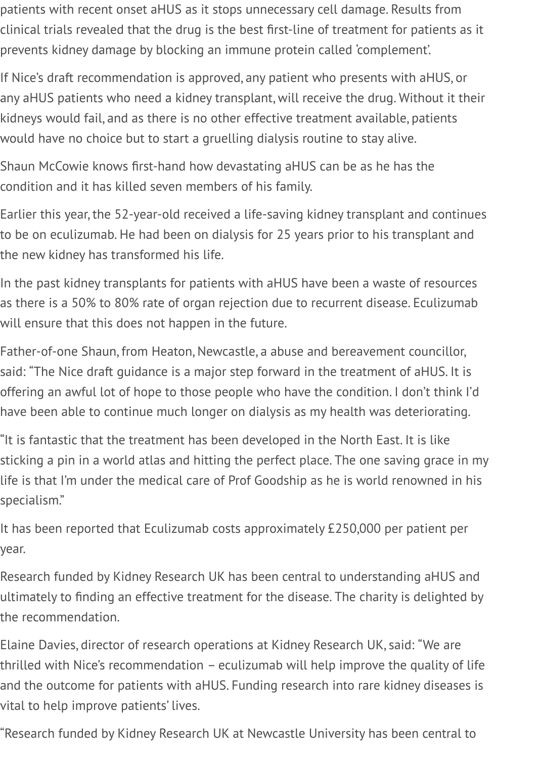patients with recent onset aHUS as it stops unnecessary cell damage. Results from clinical trials revealed that the drug is the best first-line of treatment for patients as it prevents kidney damage by blocking an immune protein called 'complement'.

If Nice's draft recommendation is approved, any patient who presents with aHUS, or any aHUS patients who need a kidney transplant, will receive the drug. Without it their kidneys would fail, and as there is no other effective treatment available, patients would have no choice but to start a gruelling dialysis routine to stay alive.

Shaun McCowie knows first-hand how devastating aHUS can be as he has the condition and it has killed seven members of his family.

Earlier this year, the 52-year-old received a life-saving kidney transplant and continues to be on eculizumab. He had been on dialysis for 25 years prior to his transplant and the new kidney has transformed his life.

In the past kidney transplants for patients with aHUS have been a waste of resources as there is a 50% to 80% rate of organ rejection due to recurrent disease. Eculizumab will ensure that this does not happen in the future.

Father-of-one Shaun, from Heaton, Newcastle, a abuse and bereavement councillor, said: "The Nice draft guidance is a major step forward in the treatment of aHUS. It is offering an awful lot of hope to those people who have the condition. I don't think I'd have been able to continue much longer on dialysis as my health was deteriorating.

"It is fantastic that the treatment has been developed in the North East. It is like sticking a pin in a world atlas and hitting the perfect place. The one saving grace in my life is that I'm under the medical care of Prof Goodship as he is world renowned in his specialism."

It has been reported that Eculizumab costs approximately £250,000 per patient per year.

Research funded by Kidney Research UK has been central to understanding aHUS and ultimately to finding an effective treatment for the disease. The charity is delighted by the recommendation.

Elaine Davies, director of research operations at Kidney Research UK, said: "We are thrilled with Nice's recommendation – eculizumab will help improve the quality of life and the outcome for patients with aHUS. Funding research into rare kidney diseases is vital to help improve patients' lives.

"Research funded by Kidney Research UK at Newcastle University has been central to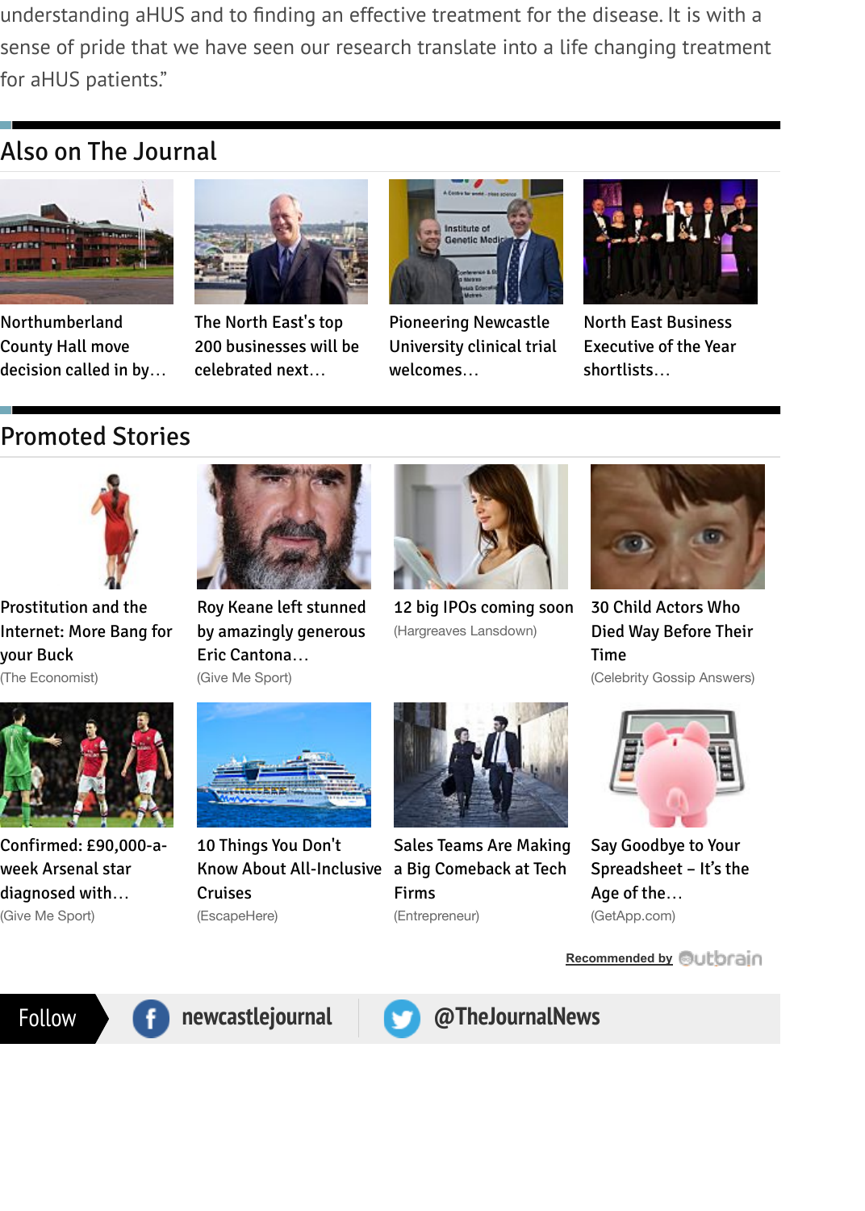understanding aHUS and to finding an effective treatment for the disease. It is with a sense of pride that we have seen our research translate into a life changing treatment for aHUS patients."

## Also on The Journal

Northumberland County Hall move decision called in by…

The North East's top 200 businesses will be celebrated next…

Pioneering Newcastle University clinical trial welcomes…

North East Business Executive of the Year shortlists…

## Promoted Stories

Prostitution and the Internet: More Bang for your Buck
(The Economist)

Roy Keane left stunned by amazingly generous Eric Cantona…
(Give Me Sport)

12 big IPOs coming soon
(Hargreaves Lansdown)

30 Child Actors Who Died Way Before Their Time
(Celebrity Gossip Answers)

Confirmed: £90,000-a-week Arsenal star diagnosed with…
(Give Me Sport)

10 Things You Don't Know About All-Inclusive Cruises
(EscapeHere)

Sales Teams Are Making a Big Comeback at Tech Firms
(Entrepreneur)

Say Goodbye to Your Spreadsheet – It's the Age of the…
(GetApp.com)

Recommended by Outbrain

Follow newcastlejournal @TheJournalNews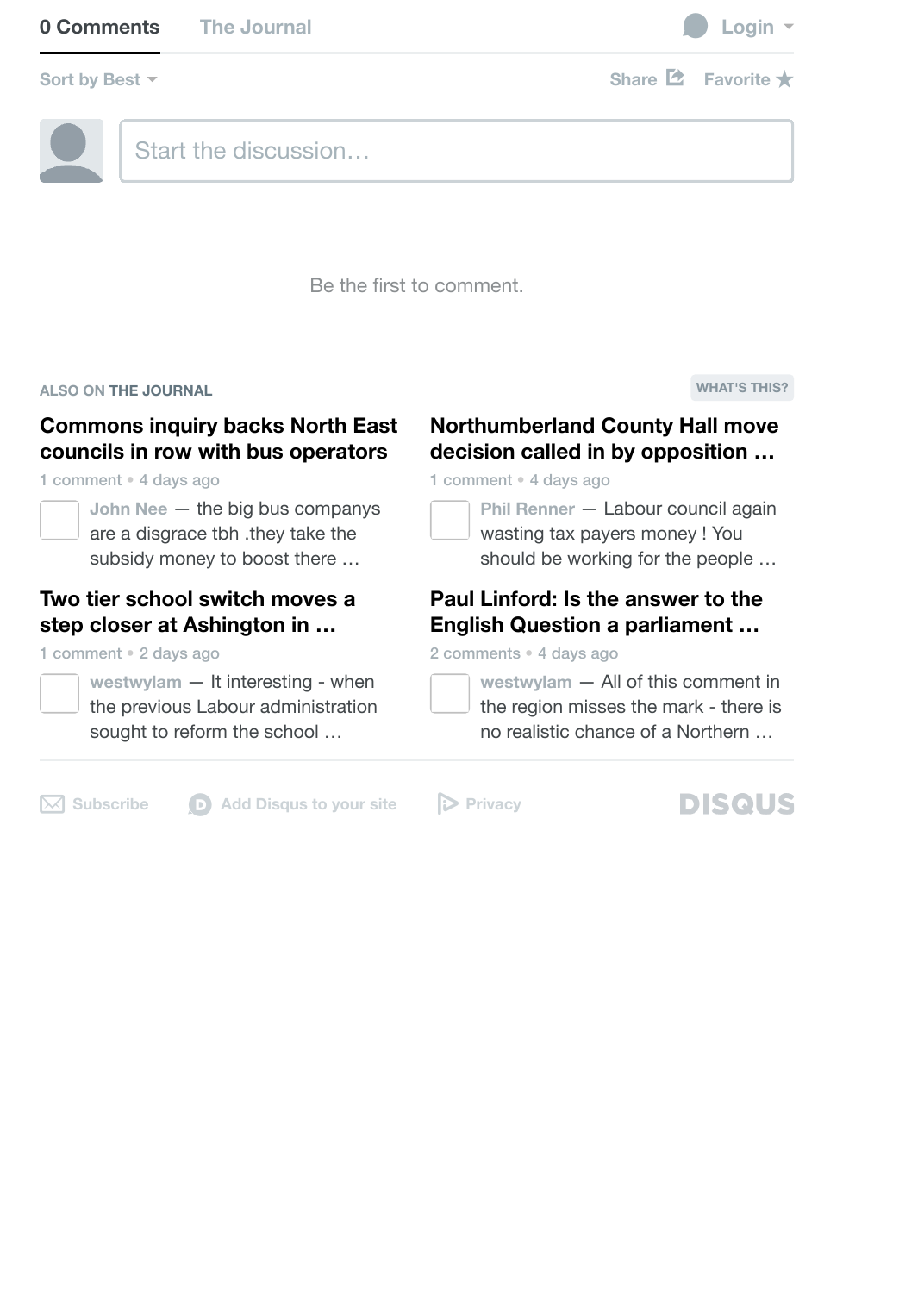**0 Comments** The Journal Login

Sort by Best Share Favorite

Start the discussion…

Be the first to comment.

ALSO ON **THE JOURNAL** WHAT'S THIS?

**Commons inquiry backs North East councils in row with bus operators**

1 comment • 4 days ago

John Nee — the big bus companys are a disgrace tbh .they take the subsidy money to boost there …

**Northumberland County Hall move decision called in by opposition …**

1 comment • 4 days ago

Phil Renner — Labour council again wasting tax payers money ! You should be working for the people …

**Two tier school switch moves a step closer at Ashington in …**

1 comment • 2 days ago

westwylam — It interesting - when the previous Labour administration sought to reform the school …

**Paul Linford: Is the answer to the English Question a parliament …**

2 comments • 4 days ago

westwylam — All of this comment in the region misses the mark - there is no realistic chance of a Northern …

Subscribe Add Disqus to your site Privacy DISQUS